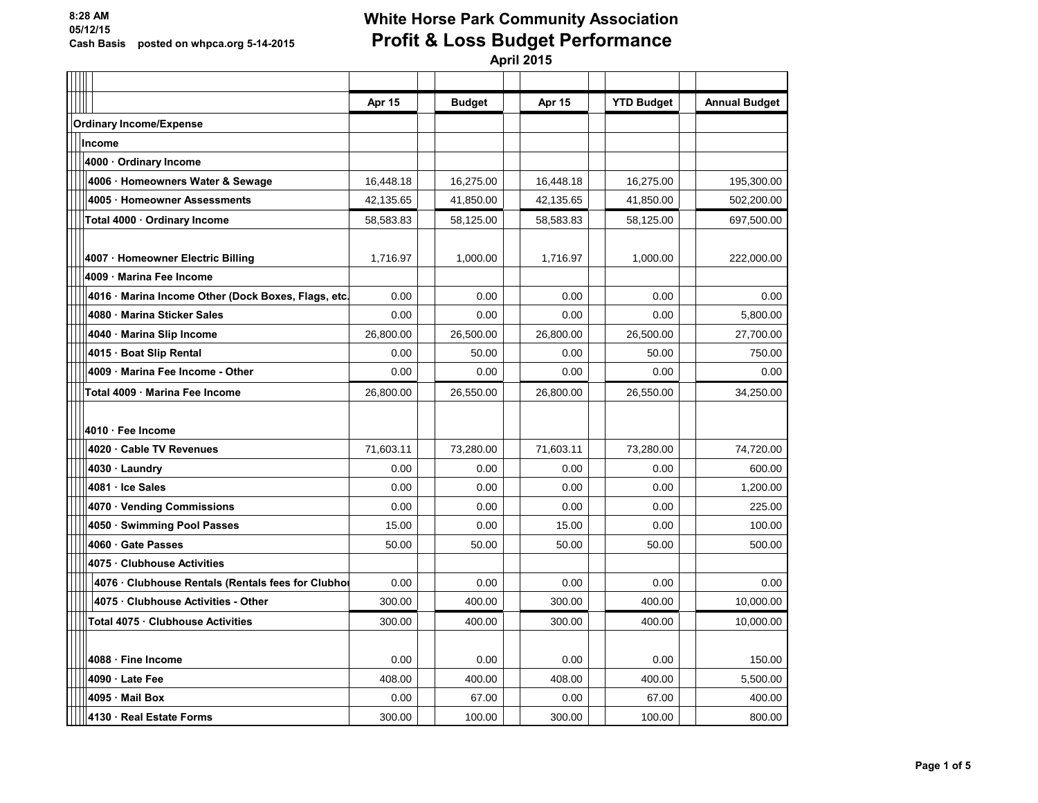8:28 AM
05/12/15
Cash Basis posted on whpca.org 5-14-2015

# White Horse Park Community Association
## Profit & Loss Budget Performance
### April 2015

| | Apr 15 | Budget | Apr 15 | YTD Budget | Annual Budget |
|---|---|---|---|---|---|
| **Ordinary Income/Expense** | | | | | |
| **Income** | | | | | |
| **4000 · Ordinary Income** | | | | | |
| **4006 · Homeowners Water & Sewage** | 16,448.18 | 16,275.00 | 16,448.18 | 16,275.00 | 195,300.00 |
| **4005 · Homeowner Assessments** | 42,135.65 | 41,850.00 | 42,135.65 | 41,850.00 | 502,200.00 |
| **Total 4000 · Ordinary Income** | 58,583.83 | 58,125.00 | 58,583.83 | 58,125.00 | 697,500.00 |
| **4007 · Homeowner Electric Billing** | 1,716.97 | 1,000.00 | 1,716.97 | 1,000.00 | 222,000.00 |
| **4009 · Marina Fee Income** | | | | | |
| **4016 · Marina Income Other (Dock Boxes, Flags, etc.** | 0.00 | 0.00 | 0.00 | 0.00 | 0.00 |
| **4080 · Marina Sticker Sales** | 0.00 | 0.00 | 0.00 | 0.00 | 5,800.00 |
| **4040 · Marina Slip Income** | 26,800.00 | 26,500.00 | 26,800.00 | 26,500.00 | 27,700.00 |
| **4015 · Boat Slip Rental** | 0.00 | 50.00 | 0.00 | 50.00 | 750.00 |
| **4009 · Marina Fee Income - Other** | 0.00 | 0.00 | 0.00 | 0.00 | 0.00 |
| **Total 4009 · Marina Fee Income** | 26,800.00 | 26,550.00 | 26,800.00 | 26,550.00 | 34,250.00 |
| **4010 · Fee Income** | | | | | |
| **4020 · Cable TV Revenues** | 71,603.11 | 73,280.00 | 71,603.11 | 73,280.00 | 74,720.00 |
| **4030 · Laundry** | 0.00 | 0.00 | 0.00 | 0.00 | 600.00 |
| **4081 · Ice Sales** | 0.00 | 0.00 | 0.00 | 0.00 | 1,200.00 |
| **4070 · Vending Commissions** | 0.00 | 0.00 | 0.00 | 0.00 | 225.00 |
| **4050 · Swimming Pool Passes** | 15.00 | 0.00 | 15.00 | 0.00 | 100.00 |
| **4060 · Gate Passes** | 50.00 | 50.00 | 50.00 | 50.00 | 500.00 |
| **4075 · Clubhouse Activities** | | | | | |
| **4076 · Clubhouse Rentals (Rentals fees for Clubhou** | 0.00 | 0.00 | 0.00 | 0.00 | 0.00 |
| **4075 · Clubhouse Activities - Other** | 300.00 | 400.00 | 300.00 | 400.00 | 10,000.00 |
| **Total 4075 · Clubhouse Activities** | 300.00 | 400.00 | 300.00 | 400.00 | 10,000.00 |
| **4088 · Fine Income** | 0.00 | 0.00 | 0.00 | 0.00 | 150.00 |
| **4090 · Late Fee** | 408.00 | 400.00 | 408.00 | 400.00 | 5,500.00 |
| **4095 · Mail Box** | 0.00 | 67.00 | 0.00 | 67.00 | 400.00 |
| **4130 · Real Estate Forms** | 300.00 | 100.00 | 300.00 | 100.00 | 800.00 |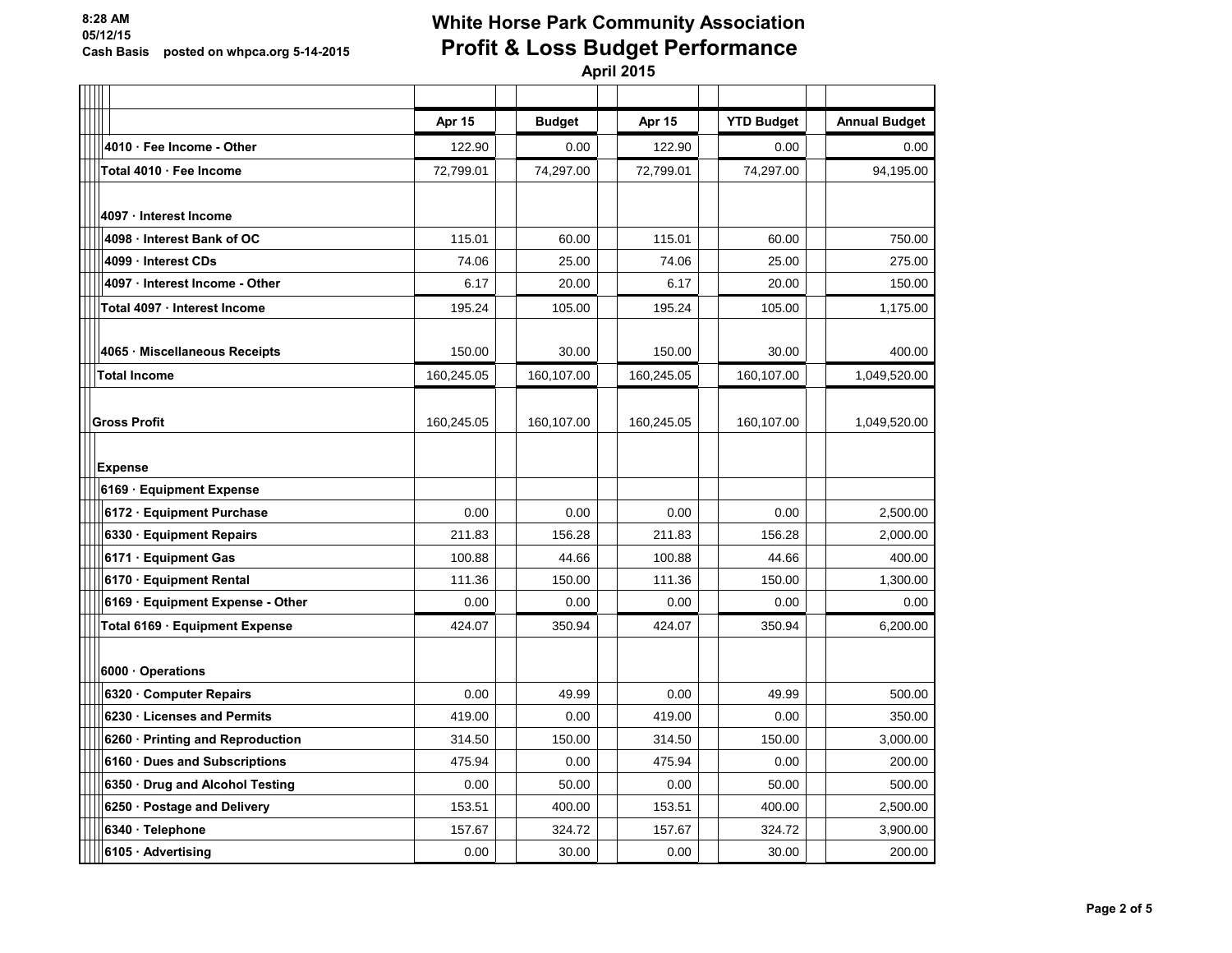8:28 AM
05/12/15
Cash Basis posted on whpca.org 5-14-2015

# White Horse Park Community Association
## Profit & Loss Budget Performance
### April 2015

| | Apr 15 | Budget | Apr 15 | YTD Budget | Annual Budget |
|---|---|---|---|---|---|
| 4010 · Fee Income - Other | 122.90 | 0.00 | 122.90 | 0.00 | 0.00 |
| Total 4010 · Fee Income | 72,799.01 | 74,297.00 | 72,799.01 | 74,297.00 | 94,195.00 |
| 4097 · Interest Income | | | | | |
| 4098 · Interest Bank of OC | 115.01 | 60.00 | 115.01 | 60.00 | 750.00 |
| 4099 · Interest CDs | 74.06 | 25.00 | 74.06 | 25.00 | 275.00 |
| 4097 · Interest Income - Other | 6.17 | 20.00 | 6.17 | 20.00 | 150.00 |
| Total 4097 · Interest Income | 195.24 | 105.00 | 195.24 | 105.00 | 1,175.00 |
| 4065 · Miscellaneous Receipts | 150.00 | 30.00 | 150.00 | 30.00 | 400.00 |
| Total Income | 160,245.05 | 160,107.00 | 160,245.05 | 160,107.00 | 1,049,520.00 |
| Gross Profit | 160,245.05 | 160,107.00 | 160,245.05 | 160,107.00 | 1,049,520.00 |
| Expense | | | | | |
| 6169 · Equipment Expense | | | | | |
| 6172 · Equipment Purchase | 0.00 | 0.00 | 0.00 | 0.00 | 2,500.00 |
| 6330 · Equipment Repairs | 211.83 | 156.28 | 211.83 | 156.28 | 2,000.00 |
| 6171 · Equipment Gas | 100.88 | 44.66 | 100.88 | 44.66 | 400.00 |
| 6170 · Equipment Rental | 111.36 | 150.00 | 111.36 | 150.00 | 1,300.00 |
| 6169 · Equipment Expense - Other | 0.00 | 0.00 | 0.00 | 0.00 | 0.00 |
| Total 6169 · Equipment Expense | 424.07 | 350.94 | 424.07 | 350.94 | 6,200.00 |
| 6000 · Operations | | | | | |
| 6320 · Computer Repairs | 0.00 | 49.99 | 0.00 | 49.99 | 500.00 |
| 6230 · Licenses and Permits | 419.00 | 0.00 | 419.00 | 0.00 | 350.00 |
| 6260 · Printing and Reproduction | 314.50 | 150.00 | 314.50 | 150.00 | 3,000.00 |
| 6160 · Dues and Subscriptions | 475.94 | 0.00 | 475.94 | 0.00 | 200.00 |
| 6350 · Drug and Alcohol Testing | 0.00 | 50.00 | 0.00 | 50.00 | 500.00 |
| 6250 · Postage and Delivery | 153.51 | 400.00 | 153.51 | 400.00 | 2,500.00 |
| 6340 · Telephone | 157.67 | 324.72 | 157.67 | 324.72 | 3,900.00 |
| 6105 · Advertising | 0.00 | 30.00 | 0.00 | 30.00 | 200.00 |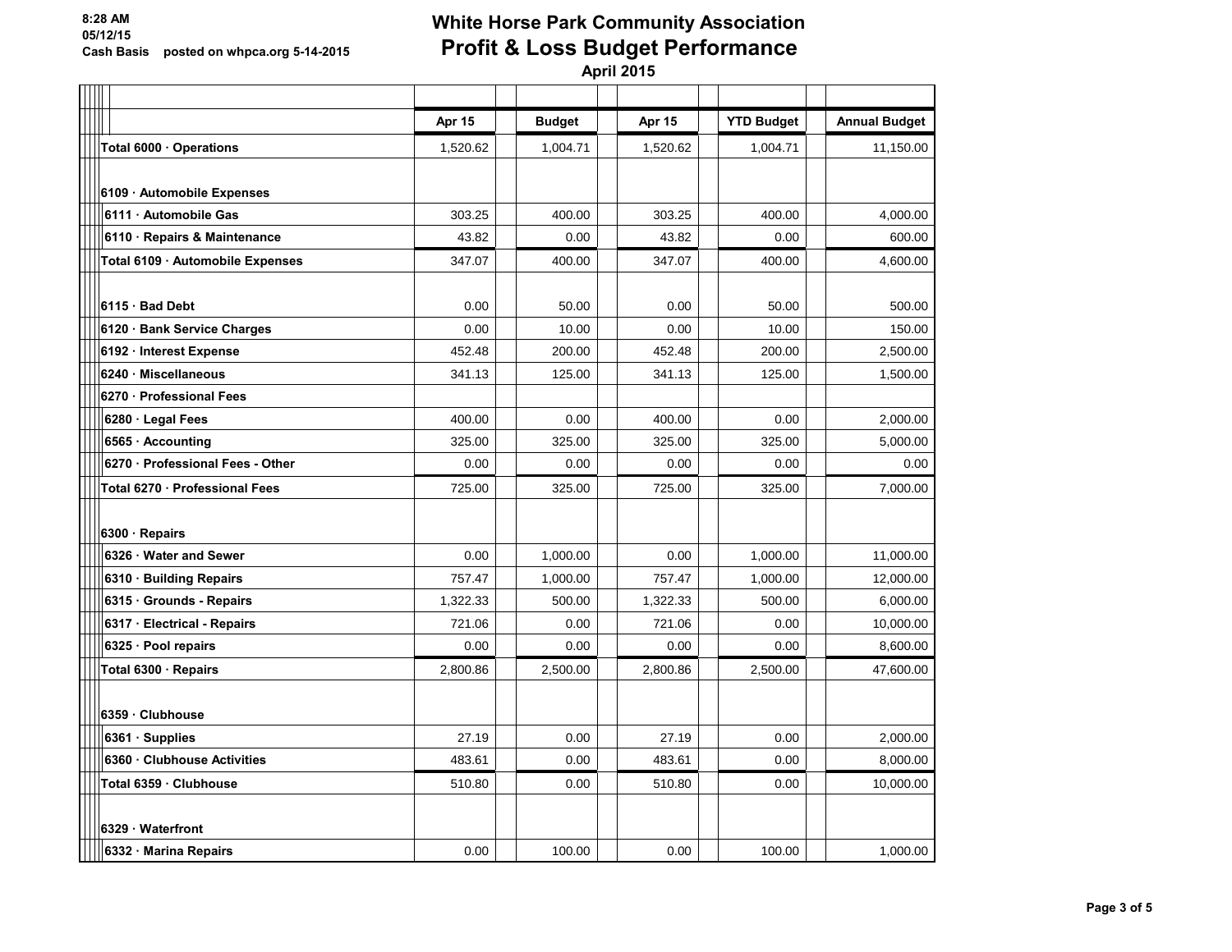# White Horse Park Community Association
## Profit & Loss Budget Performance
### April 2015

8:28 AM
05/12/15
Cash Basis posted on whpca.org 5-14-2015

| | Apr 15 | Budget | Apr 15 | YTD Budget | Annual Budget |
|---|---|---|---|---|---|
| Total 6000 · Operations | 1,520.62 | 1,004.71 | 1,520.62 | 1,004.71 | 11,150.00 |
| 6109 · Automobile Expenses | | | | | |
| 6111 · Automobile Gas | 303.25 | 400.00 | 303.25 | 400.00 | 4,000.00 |
| 6110 · Repairs & Maintenance | 43.82 | 0.00 | 43.82 | 0.00 | 600.00 |
| Total 6109 · Automobile Expenses | 347.07 | 400.00 | 347.07 | 400.00 | 4,600.00 |
| 6115 · Bad Debt | 0.00 | 50.00 | 0.00 | 50.00 | 500.00 |
| 6120 · Bank Service Charges | 0.00 | 10.00 | 0.00 | 10.00 | 150.00 |
| 6192 · Interest Expense | 452.48 | 200.00 | 452.48 | 200.00 | 2,500.00 |
| 6240 · Miscellaneous | 341.13 | 125.00 | 341.13 | 125.00 | 1,500.00 |
| 6270 · Professional Fees | | | | | |
| 6280 · Legal Fees | 400.00 | 0.00 | 400.00 | 0.00 | 2,000.00 |
| 6565 · Accounting | 325.00 | 325.00 | 325.00 | 325.00 | 5,000.00 |
| 6270 · Professional Fees - Other | 0.00 | 0.00 | 0.00 | 0.00 | 0.00 |
| Total 6270 · Professional Fees | 725.00 | 325.00 | 725.00 | 325.00 | 7,000.00 |
| 6300 · Repairs | | | | | |
| 6326 · Water and Sewer | 0.00 | 1,000.00 | 0.00 | 1,000.00 | 11,000.00 |
| 6310 · Building Repairs | 757.47 | 1,000.00 | 757.47 | 1,000.00 | 12,000.00 |
| 6315 · Grounds - Repairs | 1,322.33 | 500.00 | 1,322.33 | 500.00 | 6,000.00 |
| 6317 · Electrical - Repairs | 721.06 | 0.00 | 721.06 | 0.00 | 10,000.00 |
| 6325 · Pool repairs | 0.00 | 0.00 | 0.00 | 0.00 | 8,600.00 |
| Total 6300 · Repairs | 2,800.86 | 2,500.00 | 2,800.86 | 2,500.00 | 47,600.00 |
| 6359 · Clubhouse | | | | | |
| 6361 · Supplies | 27.19 | 0.00 | 27.19 | 0.00 | 2,000.00 |
| 6360 · Clubhouse Activities | 483.61 | 0.00 | 483.61 | 0.00 | 8,000.00 |
| Total 6359 · Clubhouse | 510.80 | 0.00 | 510.80 | 0.00 | 10,000.00 |
| 6329 · Waterfront | | | | | |
| 6332 · Marina Repairs | 0.00 | 100.00 | 0.00 | 100.00 | 1,000.00 |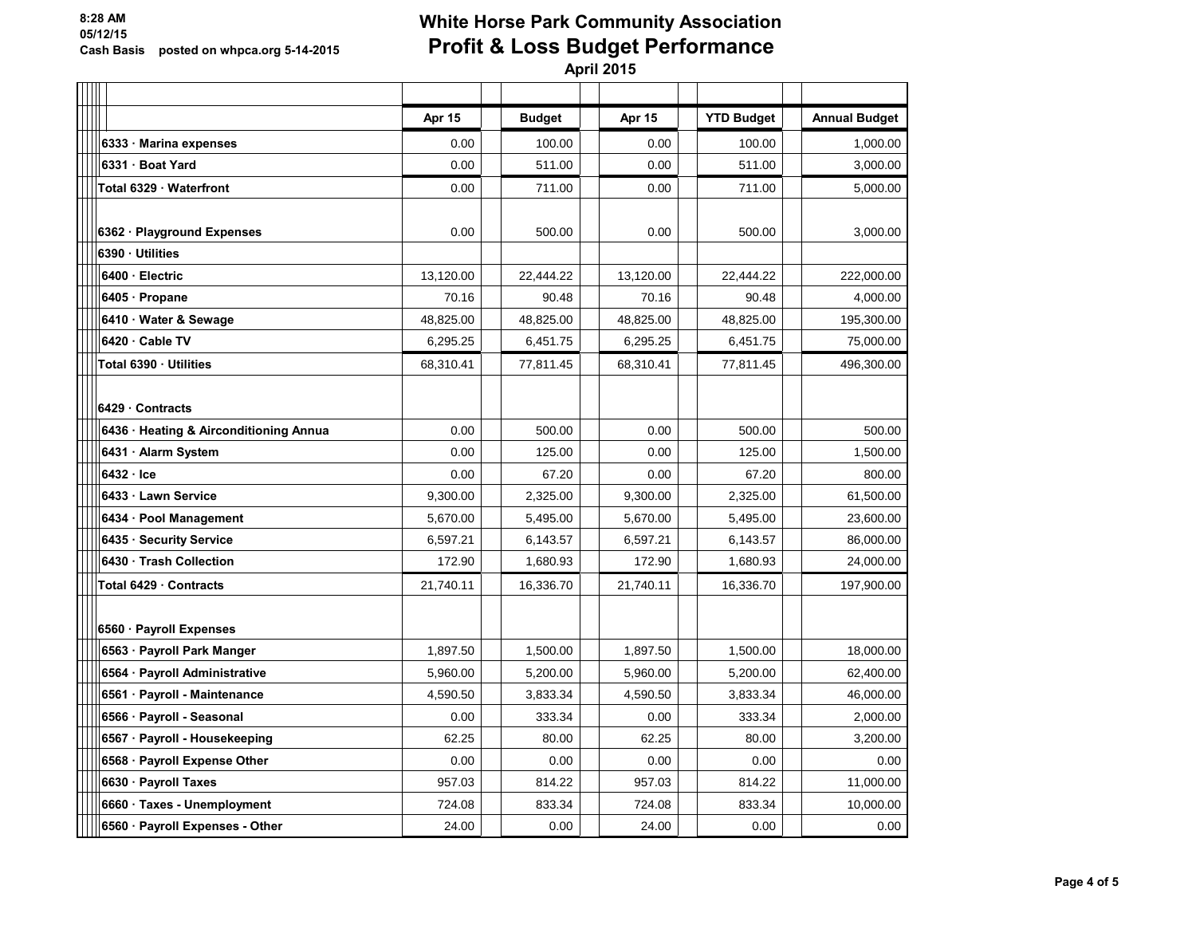8:28 AM
05/12/15
Cash Basis posted on whpca.org 5-14-2015

# White Horse Park Community Association
## Profit & Loss Budget Performance
### April 2015

| | Apr 15 | Budget | Apr 15 | YTD Budget | Annual Budget |
|---|---|---|---|---|---|
| 6333 · Marina expenses | 0.00 | 100.00 | 0.00 | 100.00 | 1,000.00 |
| 6331 · Boat Yard | 0.00 | 511.00 | 0.00 | 511.00 | 3,000.00 |
| Total 6329 · Waterfront | 0.00 | 711.00 | 0.00 | 711.00 | 5,000.00 |
| | | | | | |
| 6362 · Playground Expenses | 0.00 | 500.00 | 0.00 | 500.00 | 3,000.00 |
| 6390 · Utilities | | | | | |
| 6400 · Electric | 13,120.00 | 22,444.22 | 13,120.00 | 22,444.22 | 222,000.00 |
| 6405 · Propane | 70.16 | 90.48 | 70.16 | 90.48 | 4,000.00 |
| 6410 · Water & Sewage | 48,825.00 | 48,825.00 | 48,825.00 | 48,825.00 | 195,300.00 |
| 6420 · Cable TV | 6,295.25 | 6,451.75 | 6,295.25 | 6,451.75 | 75,000.00 |
| Total 6390 · Utilities | 68,310.41 | 77,811.45 | 68,310.41 | 77,811.45 | 496,300.00 |
| | | | | | |
| 6429 · Contracts | | | | | |
| 6436 · Heating & Airconditioning Annua | 0.00 | 500.00 | 0.00 | 500.00 | 500.00 |
| 6431 · Alarm System | 0.00 | 125.00 | 0.00 | 125.00 | 1,500.00 |
| 6432 · Ice | 0.00 | 67.20 | 0.00 | 67.20 | 800.00 |
| 6433 · Lawn Service | 9,300.00 | 2,325.00 | 9,300.00 | 2,325.00 | 61,500.00 |
| 6434 · Pool Management | 5,670.00 | 5,495.00 | 5,670.00 | 5,495.00 | 23,600.00 |
| 6435 · Security Service | 6,597.21 | 6,143.57 | 6,597.21 | 6,143.57 | 86,000.00 |
| 6430 · Trash Collection | 172.90 | 1,680.93 | 172.90 | 1,680.93 | 24,000.00 |
| Total 6429 · Contracts | 21,740.11 | 16,336.70 | 21,740.11 | 16,336.70 | 197,900.00 |
| | | | | | |
| 6560 · Payroll Expenses | | | | | |
| 6563 · Payroll Park Manger | 1,897.50 | 1,500.00 | 1,897.50 | 1,500.00 | 18,000.00 |
| 6564 · Payroll Administrative | 5,960.00 | 5,200.00 | 5,960.00 | 5,200.00 | 62,400.00 |
| 6561 · Payroll - Maintenance | 4,590.50 | 3,833.34 | 4,590.50 | 3,833.34 | 46,000.00 |
| 6566 · Payroll - Seasonal | 0.00 | 333.34 | 0.00 | 333.34 | 2,000.00 |
| 6567 · Payroll - Housekeeping | 62.25 | 80.00 | 62.25 | 80.00 | 3,200.00 |
| 6568 · Payroll Expense Other | 0.00 | 0.00 | 0.00 | 0.00 | 0.00 |
| 6630 · Payroll Taxes | 957.03 | 814.22 | 957.03 | 814.22 | 11,000.00 |
| 6660 · Taxes - Unemployment | 724.08 | 833.34 | 724.08 | 833.34 | 10,000.00 |
| 6560 · Payroll Expenses - Other | 24.00 | 0.00 | 24.00 | 0.00 | 0.00 |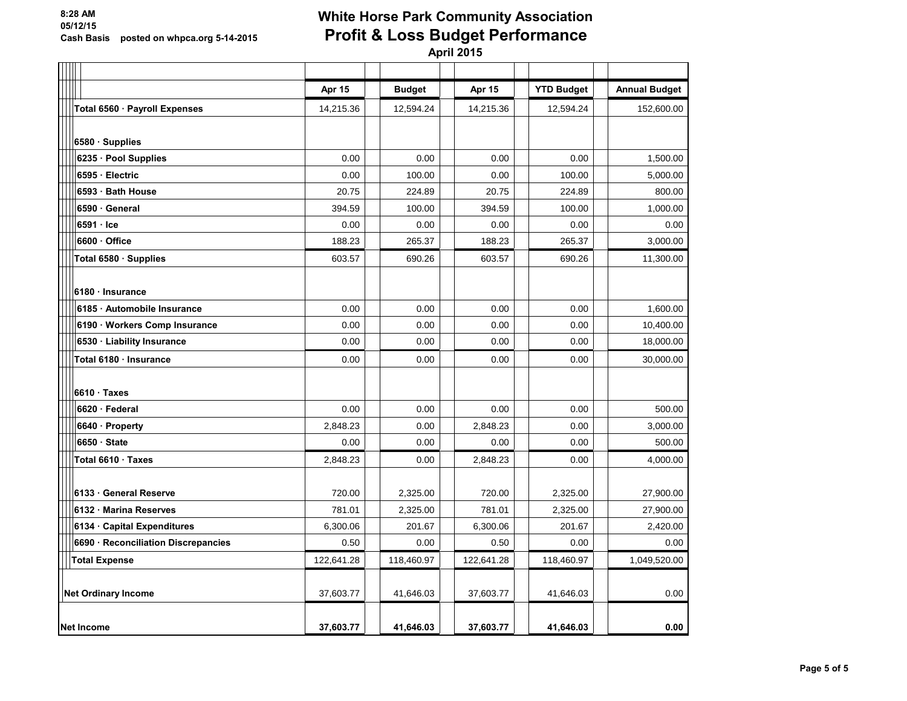8:28 AM
05/12/15
Cash Basis posted on whpca.org 5-14-2015

# White Horse Park Community Association
## Profit & Loss Budget Performance
### April 2015

| | Apr 15 | Budget | Apr 15 | YTD Budget | Annual Budget |
|---|---|---|---|---|---|
| **Total 6560 · Payroll Expenses** | 14,215.36 | 12,594.24 | 14,215.36 | 12,594.24 | 152,600.00 |
| **6580 · Supplies** | | | | | |
| **6235 · Pool Supplies** | 0.00 | 0.00 | 0.00 | 0.00 | 1,500.00 |
| **6595 · Electric** | 0.00 | 100.00 | 0.00 | 100.00 | 5,000.00 |
| **6593 · Bath House** | 20.75 | 224.89 | 20.75 | 224.89 | 800.00 |
| **6590 · General** | 394.59 | 100.00 | 394.59 | 100.00 | 1,000.00 |
| **6591 · Ice** | 0.00 | 0.00 | 0.00 | 0.00 | 0.00 |
| **6600 · Office** | 188.23 | 265.37 | 188.23 | 265.37 | 3,000.00 |
| **Total 6580 · Supplies** | 603.57 | 690.26 | 603.57 | 690.26 | 11,300.00 |
| **6180 · Insurance** | | | | | |
| **6185 · Automobile Insurance** | 0.00 | 0.00 | 0.00 | 0.00 | 1,600.00 |
| **6190 · Workers Comp Insurance** | 0.00 | 0.00 | 0.00 | 0.00 | 10,400.00 |
| **6530 · Liability Insurance** | 0.00 | 0.00 | 0.00 | 0.00 | 18,000.00 |
| **Total 6180 · Insurance** | 0.00 | 0.00 | 0.00 | 0.00 | 30,000.00 |
| **6610 · Taxes** | | | | | |
| **6620 · Federal** | 0.00 | 0.00 | 0.00 | 0.00 | 500.00 |
| **6640 · Property** | 2,848.23 | 0.00 | 2,848.23 | 0.00 | 3,000.00 |
| **6650 · State** | 0.00 | 0.00 | 0.00 | 0.00 | 500.00 |
| **Total 6610 · Taxes** | 2,848.23 | 0.00 | 2,848.23 | 0.00 | 4,000.00 |
| **6133 · General Reserve** | 720.00 | 2,325.00 | 720.00 | 2,325.00 | 27,900.00 |
| **6132 · Marina Reserves** | 781.01 | 2,325.00 | 781.01 | 2,325.00 | 27,900.00 |
| **6134 · Capital Expenditures** | 6,300.06 | 201.67 | 6,300.06 | 201.67 | 2,420.00 |
| **6690 · Reconciliation Discrepancies** | 0.50 | 0.00 | 0.50 | 0.00 | 0.00 |
| **Total Expense** | 122,641.28 | 118,460.97 | 122,641.28 | 118,460.97 | 1,049,520.00 |
| **Net Ordinary Income** | 37,603.77 | 41,646.03 | 37,603.77 | 41,646.03 | 0.00 |
| **Net Income** | **37,603.77** | **41,646.03** | **37,603.77** | **41,646.03** | **0.00** |